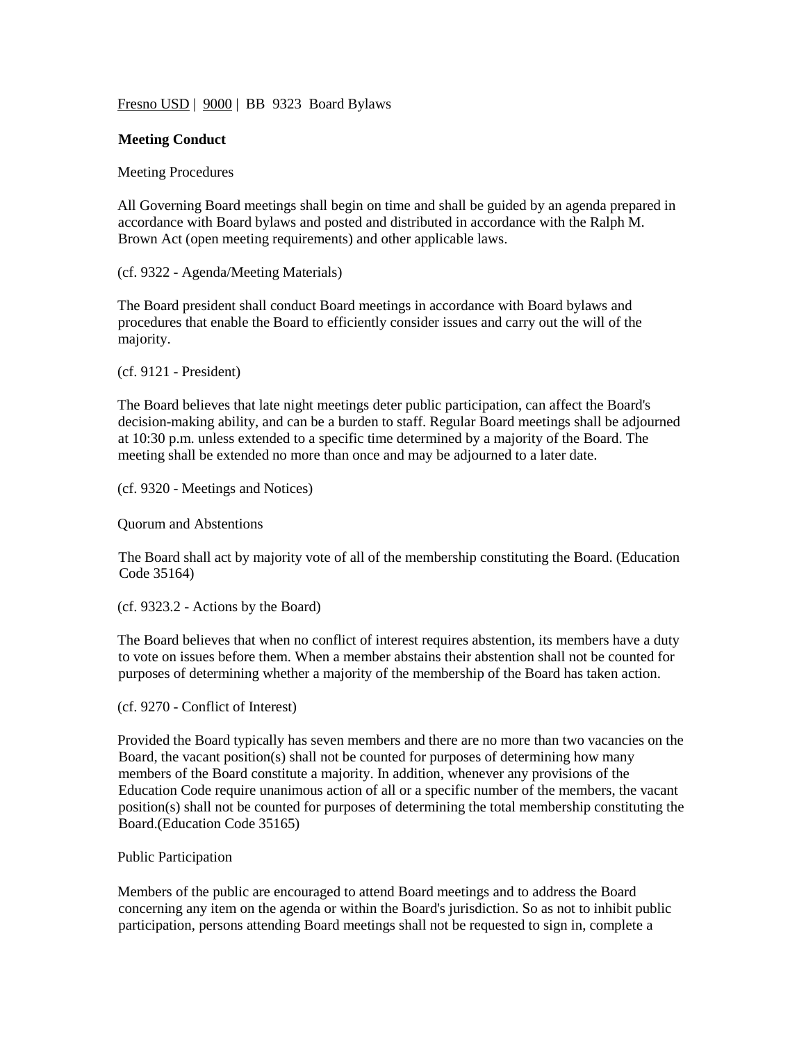Fresno USD | 9000 | BB 9323 Board Bylaws

**Meeting Conduct**

Meeting Procedures

All Governing Board meetings shall begin on time and shall be guided by an agenda prepared in accordance with Board bylaws and posted and distributed in accordance with the Ralph M. Brown Act (open meeting requirements) and other applicable laws.

(cf. 9322 - Agenda/Meeting Materials)

The Board president shall conduct Board meetings in accordance with Board bylaws and procedures that enable the Board to efficiently consider issues and carry out the will of the majority.

(cf. 9121 - President)

The Board believes that late night meetings deter public participation, can affect the Board's decision-making ability, and can be a burden to staff. Regular Board meetings shall be adjourned at 10:30 p.m. unless extended to a specific time determined by a majority of the Board. The meeting shall be extended no more than once and may be adjourned to a later date.

(cf. 9320 - Meetings and Notices)

Quorum and Abstentions

The Board shall act by majority vote of all of the membership constituting the Board. (Education Code 35164)

(cf. 9323.2 - Actions by the Board)

The Board believes that when no conflict of interest requires abstention, its members have a duty to vote on issues before them. When a member abstains their abstention shall not be counted for purposes of determining whether a majority of the membership of the Board has taken action.

(cf. 9270 - Conflict of Interest)

Provided the Board typically has seven members and there are no more than two vacancies on the Board, the vacant position(s) shall not be counted for purposes of determining how many members of the Board constitute a majority. In addition, whenever any provisions of the Education Code require unanimous action of all or a specific number of the members, the vacant position(s) shall not be counted for purposes of determining the total membership constituting the Board.(Education Code 35165)

Public Participation

Members of the public are encouraged to attend Board meetings and to address the Board concerning any item on the agenda or within the Board's jurisdiction. So as not to inhibit public participation, persons attending Board meetings shall not be requested to sign in, complete a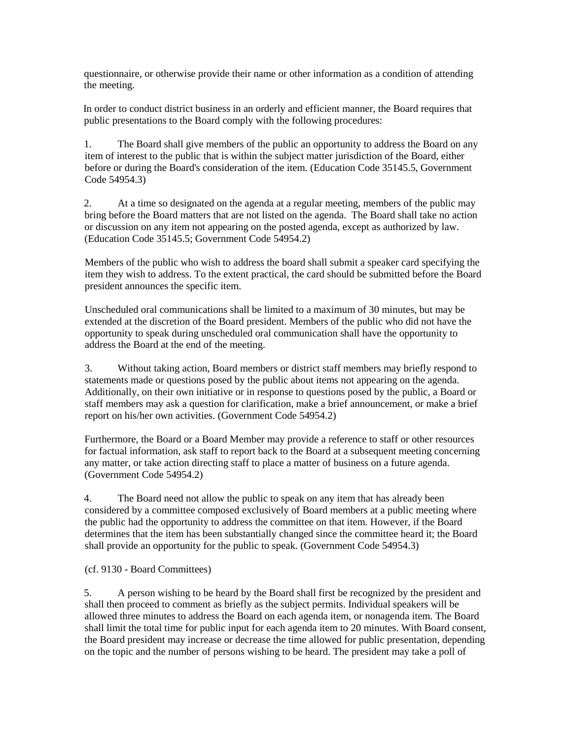questionnaire, or otherwise provide their name or other information as a condition of attending the meeting.

In order to conduct district business in an orderly and efficient manner, the Board requires that public presentations to the Board comply with the following procedures:

1. The Board shall give members of the public an opportunity to address the Board on any item of interest to the public that is within the subject matter jurisdiction of the Board, either before or during the Board's consideration of the item. (Education Code 35145.5, Government Code 54954.3)

2. At a time so designated on the agenda at a regular meeting, members of the public may bring before the Board matters that are not listed on the agenda. The Board shall take no action or discussion on any item not appearing on the posted agenda, except as authorized by law. (Education Code 35145.5; Government Code 54954.2)

Members of the public who wish to address the board shall submit a speaker card specifying the item they wish to address. To the extent practical, the card should be submitted before the Board president announces the specific item.

Unscheduled oral communications shall be limited to a maximum of 30 minutes, but may be extended at the discretion of the Board president. Members of the public who did not have the opportunity to speak during unscheduled oral communication shall have the opportunity to address the Board at the end of the meeting.

3. Without taking action, Board members or district staff members may briefly respond to statements made or questions posed by the public about items not appearing on the agenda. Additionally, on their own initiative or in response to questions posed by the public, a Board or staff members may ask a question for clarification, make a brief announcement, or make a brief report on his/her own activities. (Government Code 54954.2)

Furthermore, the Board or a Board Member may provide a reference to staff or other resources for factual information, ask staff to report back to the Board at a subsequent meeting concerning any matter, or take action directing staff to place a matter of business on a future agenda. (Government Code 54954.2)

4. The Board need not allow the public to speak on any item that has already been considered by a committee composed exclusively of Board members at a public meeting where the public had the opportunity to address the committee on that item. However, if the Board determines that the item has been substantially changed since the committee heard it; the Board shall provide an opportunity for the public to speak. (Government Code 54954.3)

(cf. 9130 - Board Committees)

5. A person wishing to be heard by the Board shall first be recognized by the president and shall then proceed to comment as briefly as the subject permits. Individual speakers will be allowed three minutes to address the Board on each agenda item, or nonagenda item. The Board shall limit the total time for public input for each agenda item to 20 minutes. With Board consent, the Board president may increase or decrease the time allowed for public presentation, depending on the topic and the number of persons wishing to be heard. The president may take a poll of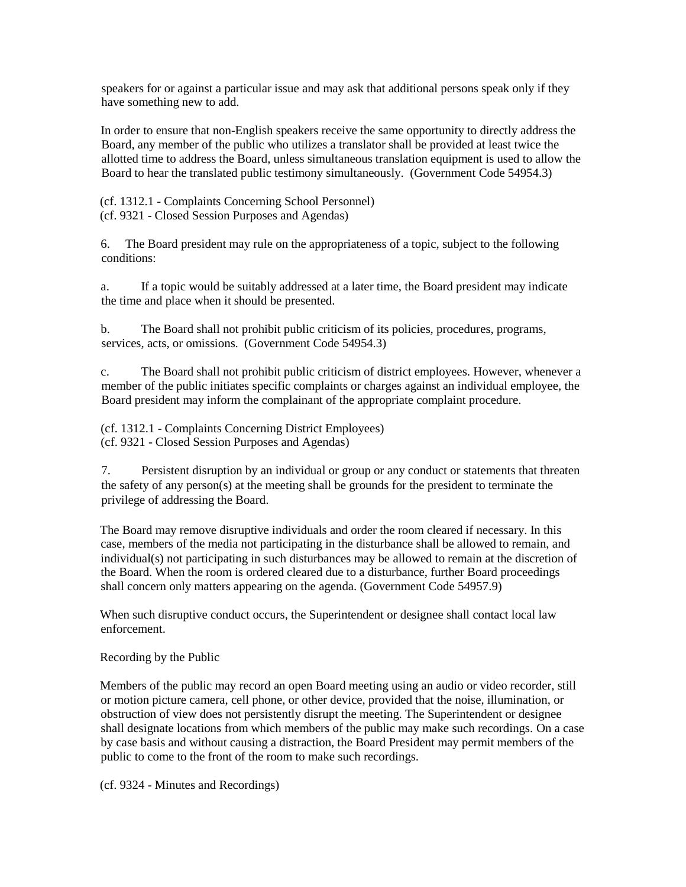speakers for or against a particular issue and may ask that additional persons speak only if they have something new to add.

In order to ensure that non-English speakers receive the same opportunity to directly address the Board, any member of the public who utilizes a translator shall be provided at least twice the allotted time to address the Board, unless simultaneous translation equipment is used to allow the Board to hear the translated public testimony simultaneously. (Government Code 54954.3)

(cf. 1312.1 - Complaints Concerning School Personnel)
(cf. 9321 - Closed Session Purposes and Agendas)

6. The Board president may rule on the appropriateness of a topic, subject to the following conditions:

a. If a topic would be suitably addressed at a later time, the Board president may indicate the time and place when it should be presented.

b. The Board shall not prohibit public criticism of its policies, procedures, programs, services, acts, or omissions. (Government Code 54954.3)

c. The Board shall not prohibit public criticism of district employees. However, whenever a member of the public initiates specific complaints or charges against an individual employee, the Board president may inform the complainant of the appropriate complaint procedure.

(cf. 1312.1 - Complaints Concerning District Employees)
(cf. 9321 - Closed Session Purposes and Agendas)

7. Persistent disruption by an individual or group or any conduct or statements that threaten the safety of any person(s) at the meeting shall be grounds for the president to terminate the privilege of addressing the Board.

The Board may remove disruptive individuals and order the room cleared if necessary. In this case, members of the media not participating in the disturbance shall be allowed to remain, and individual(s) not participating in such disturbances may be allowed to remain at the discretion of the Board. When the room is ordered cleared due to a disturbance, further Board proceedings shall concern only matters appearing on the agenda. (Government Code 54957.9)

When such disruptive conduct occurs, the Superintendent or designee shall contact local law enforcement.

Recording by the Public

Members of the public may record an open Board meeting using an audio or video recorder, still or motion picture camera, cell phone, or other device, provided that the noise, illumination, or obstruction of view does not persistently disrupt the meeting. The Superintendent or designee shall designate locations from which members of the public may make such recordings. On a case by case basis and without causing a distraction, the Board President may permit members of the public to come to the front of the room to make such recordings.

(cf. 9324 - Minutes and Recordings)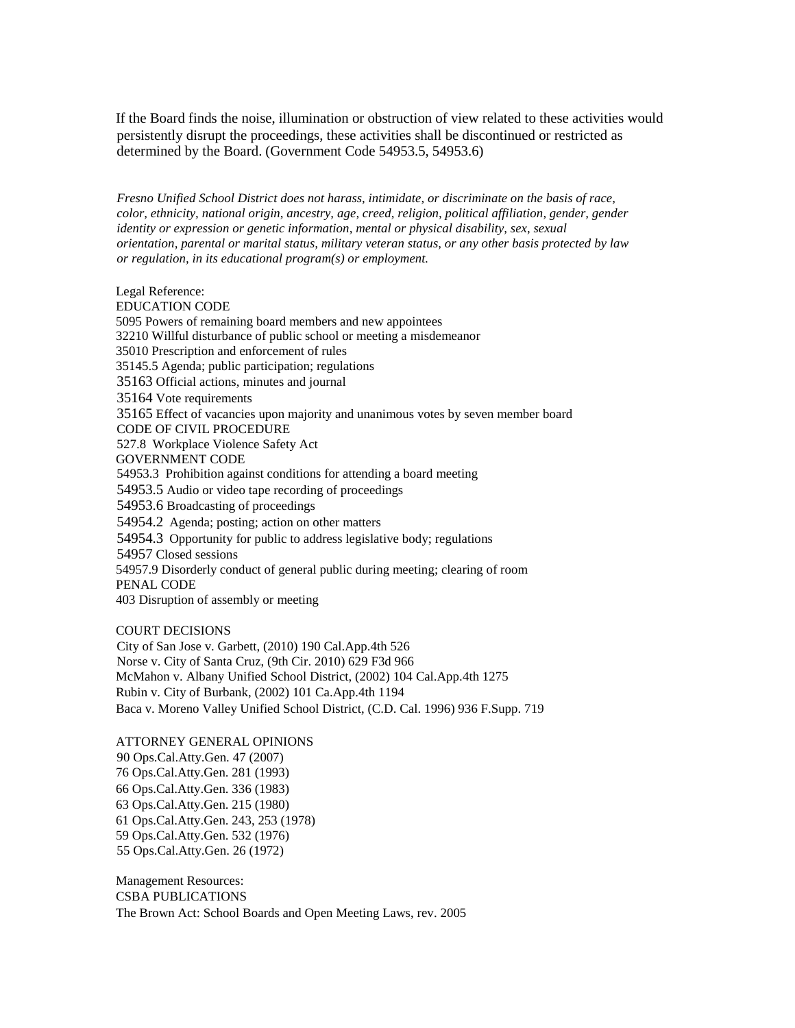If the Board finds the noise, illumination or obstruction of view related to these activities would persistently disrupt the proceedings, these activities shall be discontinued or restricted as determined by the Board. (Government Code 54953.5, 54953.6)

*Fresno Unified School District does not harass, intimidate, or discriminate on the basis of race, color, ethnicity, national origin, ancestry, age, creed, religion, political affiliation, gender, gender identity or expression or genetic information, mental or physical disability, sex, sexual orientation, parental or marital status, military veteran status, or any other basis protected by law or regulation, in its educational program(s) or employment.*

Legal Reference:
EDUCATION CODE
5095 Powers of remaining board members and new appointees
32210 Willful disturbance of public school or meeting a misdemeanor
35010 Prescription and enforcement of rules
35145.5 Agenda; public participation; regulations
35163 Official actions, minutes and journal
35164 Vote requirements
35165 Effect of vacancies upon majority and unanimous votes by seven member board
CODE OF CIVIL PROCEDURE
527.8 Workplace Violence Safety Act
GOVERNMENT CODE
54953.3 Prohibition against conditions for attending a board meeting
54953.5 Audio or video tape recording of proceedings
54953.6 Broadcasting of proceedings
54954.2 Agenda; posting; action on other matters
54954.3 Opportunity for public to address legislative body; regulations
54957 Closed sessions
54957.9 Disorderly conduct of general public during meeting; clearing of room
PENAL CODE
403 Disruption of assembly or meeting

COURT DECISIONS
City of San Jose v. Garbett, (2010) 190 Cal.App.4th 526
Norse v. City of Santa Cruz, (9th Cir. 2010) 629 F3d 966
McMahon v. Albany Unified School District, (2002) 104 Cal.App.4th 1275
Rubin v. City of Burbank, (2002) 101 Ca.App.4th 1194
Baca v. Moreno Valley Unified School District, (C.D. Cal. 1996) 936 F.Supp. 719

ATTORNEY GENERAL OPINIONS
90 Ops.Cal.Atty.Gen. 47 (2007)
76 Ops.Cal.Atty.Gen. 281 (1993)
66 Ops.Cal.Atty.Gen. 336 (1983)
63 Ops.Cal.Atty.Gen. 215 (1980)
61 Ops.Cal.Atty.Gen. 243, 253 (1978)
59 Ops.Cal.Atty.Gen. 532 (1976)
55 Ops.Cal.Atty.Gen. 26 (1972)

Management Resources:
CSBA PUBLICATIONS
The Brown Act: School Boards and Open Meeting Laws, rev. 2005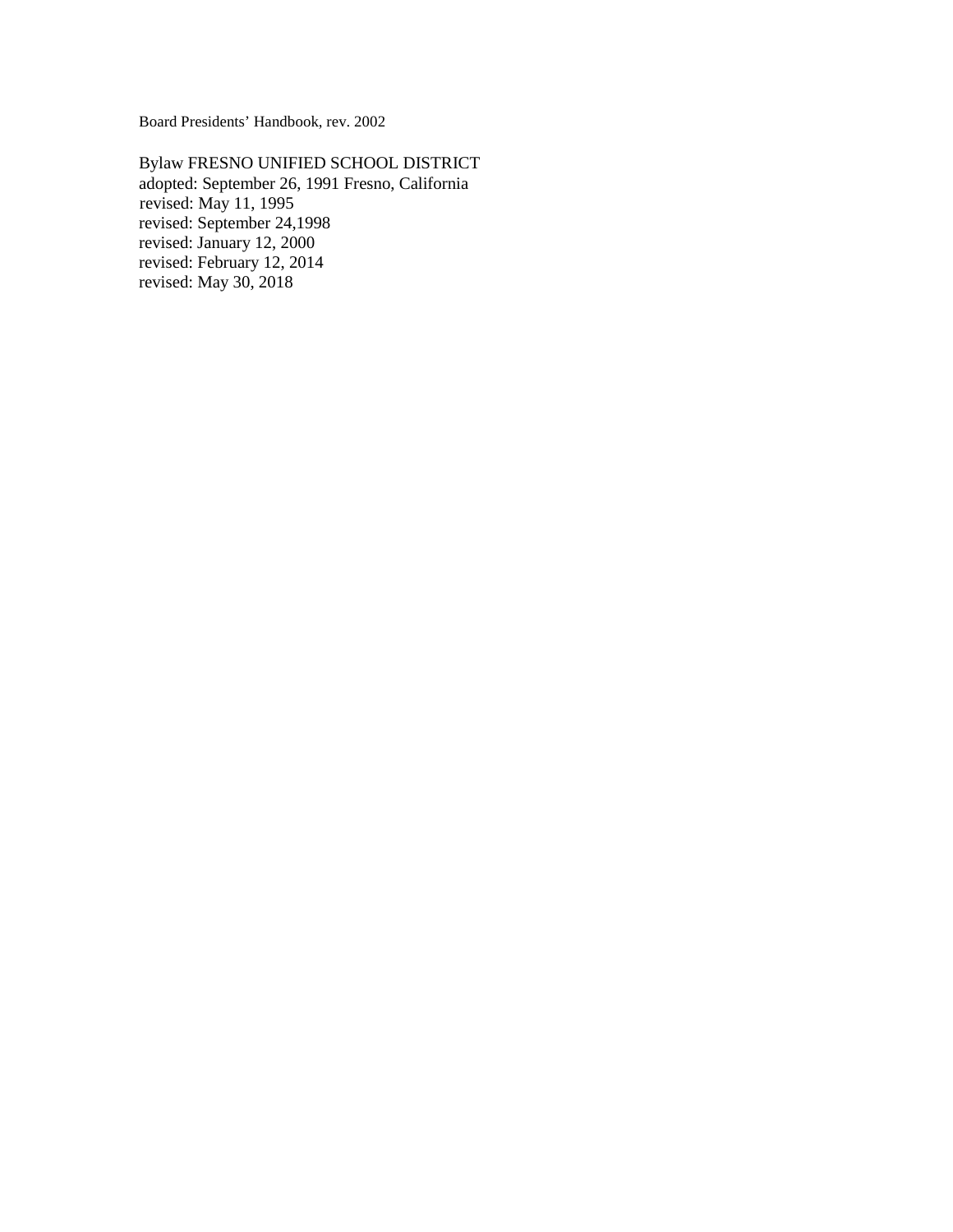Board Presidents' Handbook, rev. 2002

Bylaw FRESNO UNIFIED SCHOOL DISTRICT
adopted: September 26, 1991 Fresno, California
revised: May 11, 1995
revised: September 24,1998
revised: January 12, 2000
revised: February 12, 2014
revised: May 30, 2018